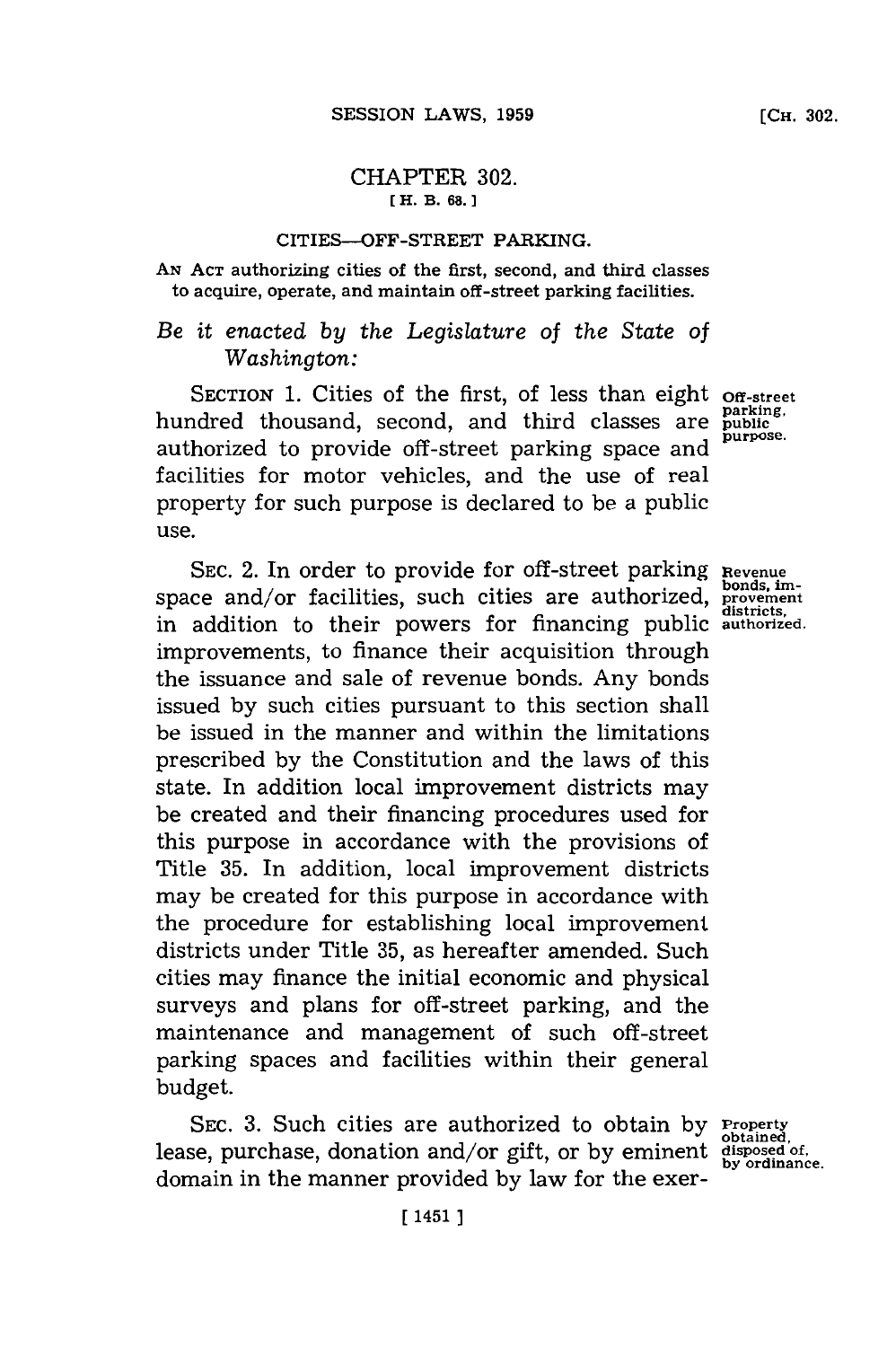# CHAPTER 302.

[H. B. 68.]

## CITIES—OFF-STREET PARKING.

AN ACT authorizing cities of the first, second, and third classes to acquire, operate, and maintain off-street parking facilities.

*Be it enacted by the Legislature of the State of Washington:*

SECTION 1. Cities of the first, of less than eight hundred thousand, second, and third classes are authorized to provide off-street parking space and facilities for motor vehicles, and the use of real property for such purpose is declared to be a public use.

Off-street parking, public purpose.

SEC. 2. In order to provide for off-street parking space and/or facilities, such cities are authorized, in addition to their powers for financing public improvements, to finance their acquisition through the issuance and sale of revenue bonds. Any bonds issued by such cities pursuant to this section shall be issued in the manner and within the limitations prescribed by the Constitution and the laws of this state. In addition local improvement districts may be created and their financing procedures used for this purpose in accordance with the provisions of Title 35. In addition, local improvement districts may be created for this purpose in accordance with the procedure for establishing local improvement districts under Title 35, as hereafter amended. Such cities may finance the initial economic and physical surveys and plans for off-street parking, and the maintenance and management of such off-street parking spaces and facilities within their general budget.

Revenue bonds, improvement districts, authorized.

SEC. 3. Such cities are authorized to obtain by lease, purchase, donation and/or gift, or by eminent domain in the manner provided by law for the exer-

Property obtained, disposed of, by ordinance.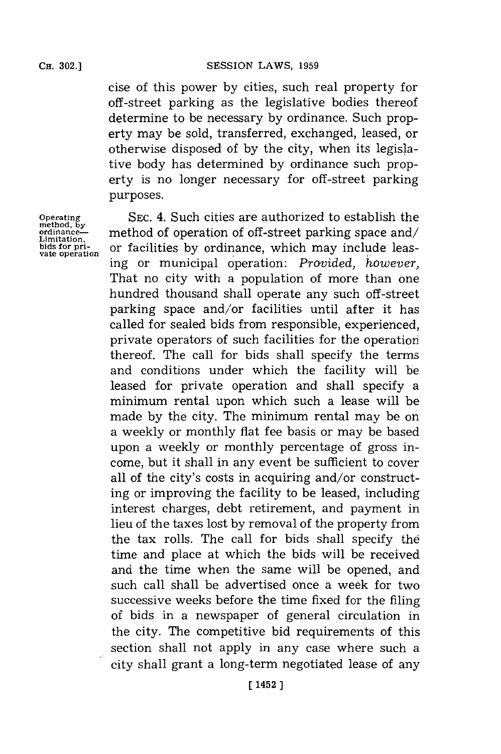cise of this power by cities, such real property for off-street parking as the legislative bodies thereof determine to be necessary by ordinance. Such property may be sold, transferred, exchanged, leased, or otherwise disposed of by the city, when its legislative body has determined by ordinance such property is no longer necessary for off-street parking purposes.

Operating method, by ordinance—Limitation, bids for private operation

SEC. 4. Such cities are authorized to establish the method of operation of off-street parking space and/or facilities by ordinance, which may include leasing or municipal operation: *Provided, however,* That no city with a population of more than one hundred thousand shall operate any such off-street parking space and/or facilities until after it has called for sealed bids from responsible, experienced, private operators of such facilities for the operation thereof. The call for bids shall specify the terms and conditions under which the facility will be leased for private operation and shall specify a minimum rental upon which such a lease will be made by the city. The minimum rental may be on a weekly or monthly flat fee basis or may be based upon a weekly or monthly percentage of gross income, but it shall in any event be sufficient to cover all of the city's costs in acquiring and/or constructing or improving the facility to be leased, including interest charges, debt retirement, and payment in lieu of the taxes lost by removal of the property from the tax rolls. The call for bids shall specify the time and place at which the bids will be received and the time when the same will be opened, and such call shall be advertised once a week for two successive weeks before the time fixed for the filing of bids in a newspaper of general circulation in the city. The competitive bid requirements of this section shall not apply in any case where such a city shall grant a long-term negotiated lease of any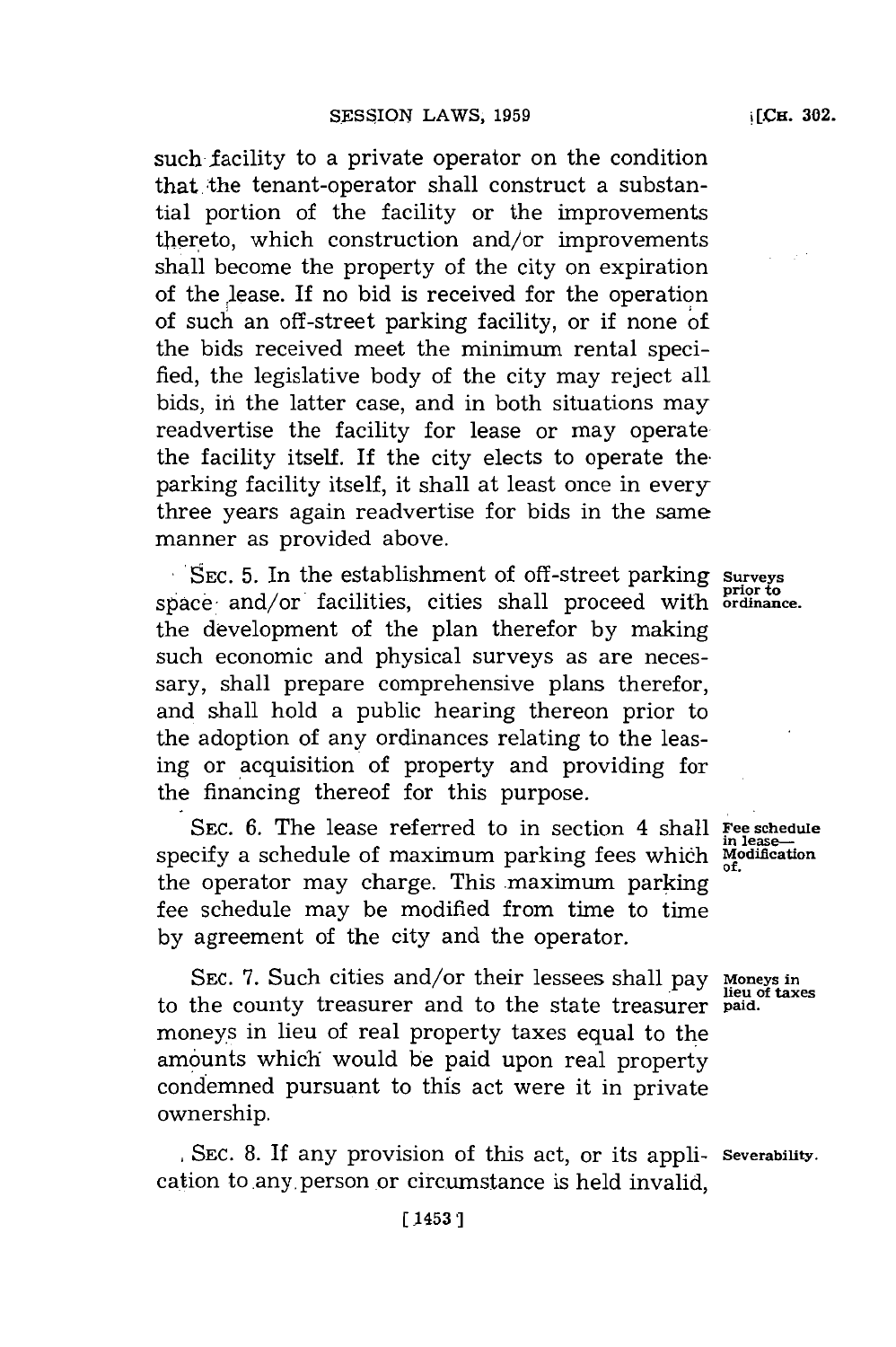such facility to a private operator on the condition that the tenant-operator shall construct a substantial portion of the facility or the improvements thereto, which construction and/or improvements shall become the property of the city on expiration of the lease. If no bid is received for the operation of such an off-street parking facility, or if none of the bids received meet the minimum rental specified, the legislative body of the city may reject all bids, in the latter case, and in both situations may readvertise the facility for lease or may operate the facility itself. If the city elects to operate the parking facility itself, it shall at least once in every three years again readvertise for bids in the same manner as provided above.

**Surveys prior to ordinance.**

SEC. 5. In the establishment of off-street parking space and/or facilities, cities shall proceed with the development of the plan therefor by making such economic and physical surveys as are necessary, shall prepare comprehensive plans therefor, and shall hold a public hearing thereon prior to the adoption of any ordinances relating to the leasing or acquisition of property and providing for the financing thereof for this purpose.

**Fee schedule in lease—Modification of.**

SEC. 6. The lease referred to in section 4 shall specify a schedule of maximum parking fees which the operator may charge. This maximum parking fee schedule may be modified from time to time by agreement of the city and the operator.

**Moneys in lieu of taxes paid.**

SEC. 7. Such cities and/or their lessees shall pay to the county treasurer and to the state treasurer moneys in lieu of real property taxes equal to the amounts which would be paid upon real property condemned pursuant to this act were it in private ownership.

**Severability.**

SEC. 8. If any provision of this act, or its application to any person or circumstance is held invalid,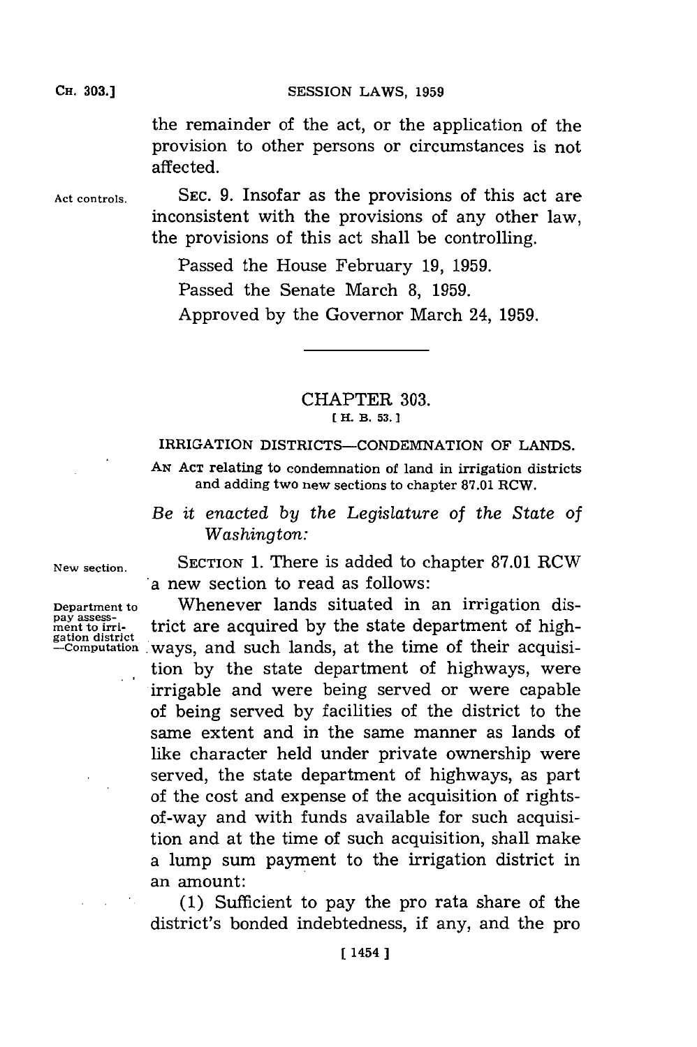the remainder of the act, or the application of the provision to other persons or circumstances is not affected.

Act controls. SEC. 9. Insofar as the provisions of this act are inconsistent with the provisions of any other law, the provisions of this act shall be controlling.

Passed the House February 19, 1959.

Passed the Senate March 8, 1959.

Approved by the Governor March 24, 1959.

---

## CHAPTER 303.

[ H. B. 53. ]

### IRRIGATION DISTRICTS—CONDEMNATION OF LANDS.

AN ACT relating to condemnation of land in irrigation districts and adding two new sections to chapter 87.01 RCW.

*Be it enacted by the Legislature of the State of Washington:*

New section. SECTION 1. There is added to chapter 87.01 RCW a new section to read as follows:

Department to pay assessment to irrigation district —Computation. Whenever lands situated in an irrigation district are acquired by the state department of highways, and such lands, at the time of their acquisition by the state department of highways, were irrigable and were being served or were capable of being served by facilities of the district to the same extent and in the same manner as lands of like character held under private ownership were served, the state department of highways, as part of the cost and expense of the acquisition of rights-of-way and with funds available for such acquisition and at the time of such acquisition, shall make a lump sum payment to the irrigation district in an amount:

(1) Sufficient to pay the pro rata share of the district's bonded indebtedness, if any, and the pro